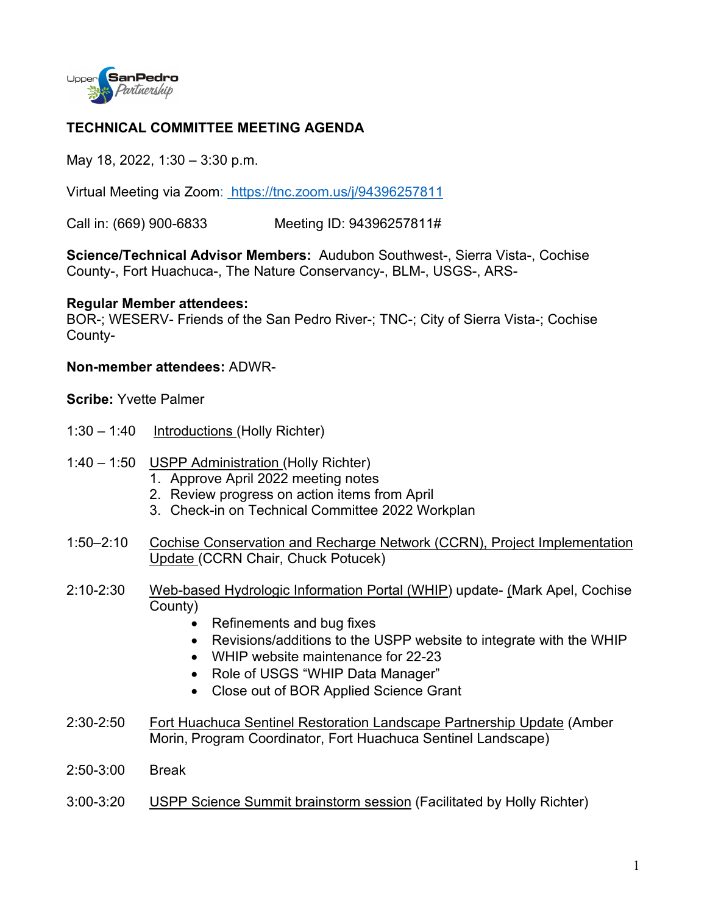## TECHNICAL COMMITTEE MEETING AGENDA

May 18, 2022, 1:30 – 3:30 p.m.

Virtual Meeting via Zoom: https://tnc.zoom.us/j/94396257811

Call in: (669) 900-6833 Meeting ID: 94396257811#

**Science/Technical Advisor Members:** Audubon Southwest-, Sierra Vista-, Cochise County-, Fort Huachuca-, The Nature Conservancy-, BLM-, USGS-, ARS-

**Regular Member attendees:**
BOR-; WESERV- Friends of the San Pedro River-; TNC-; City of Sierra Vista-; Cochise County-

**Non-member attendees:** ADWR-

**Scribe:** Yvette Palmer

1:30 – 1:40 Introductions (Holly Richter)

1:40 – 1:50 USPP Administration (Holly Richter)

1. Approve April 2022 meeting notes
2. Review progress on action items from April
3. Check-in on Technical Committee 2022 Workplan

1:50–2:10 Cochise Conservation and Recharge Network (CCRN), Project Implementation Update (CCRN Chair, Chuck Potucek)

2:10-2:30 Web-based Hydrologic Information Portal (WHIP) update- (Mark Apel, Cochise County)

- Refinements and bug fixes
- Revisions/additions to the USPP website to integrate with the WHIP
- WHIP website maintenance for 22-23
- Role of USGS "WHIP Data Manager"
- Close out of BOR Applied Science Grant

2:30-2:50 Fort Huachuca Sentinel Restoration Landscape Partnership Update (Amber Morin, Program Coordinator, Fort Huachuca Sentinel Landscape)

2:50-3:00 Break

3:00-3:20 USPP Science Summit brainstorm session (Facilitated by Holly Richter)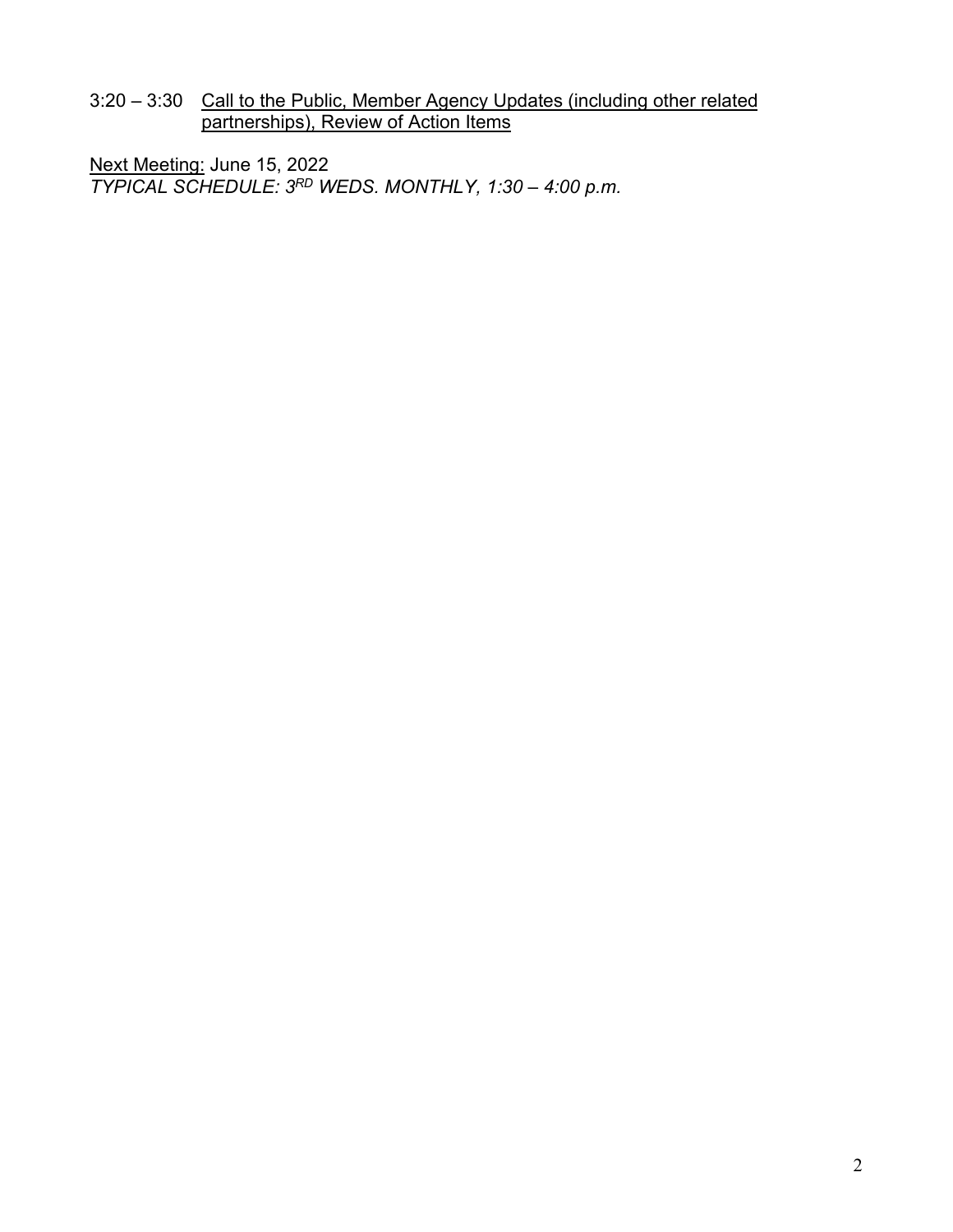3:20 – 3:30 Call to the Public, Member Agency Updates (including other related partnerships), Review of Action Items

Next Meeting: June 15, 2022
*TYPICAL SCHEDULE: 3RD WEDS. MONTHLY, 1:30 – 4:00 p.m.*